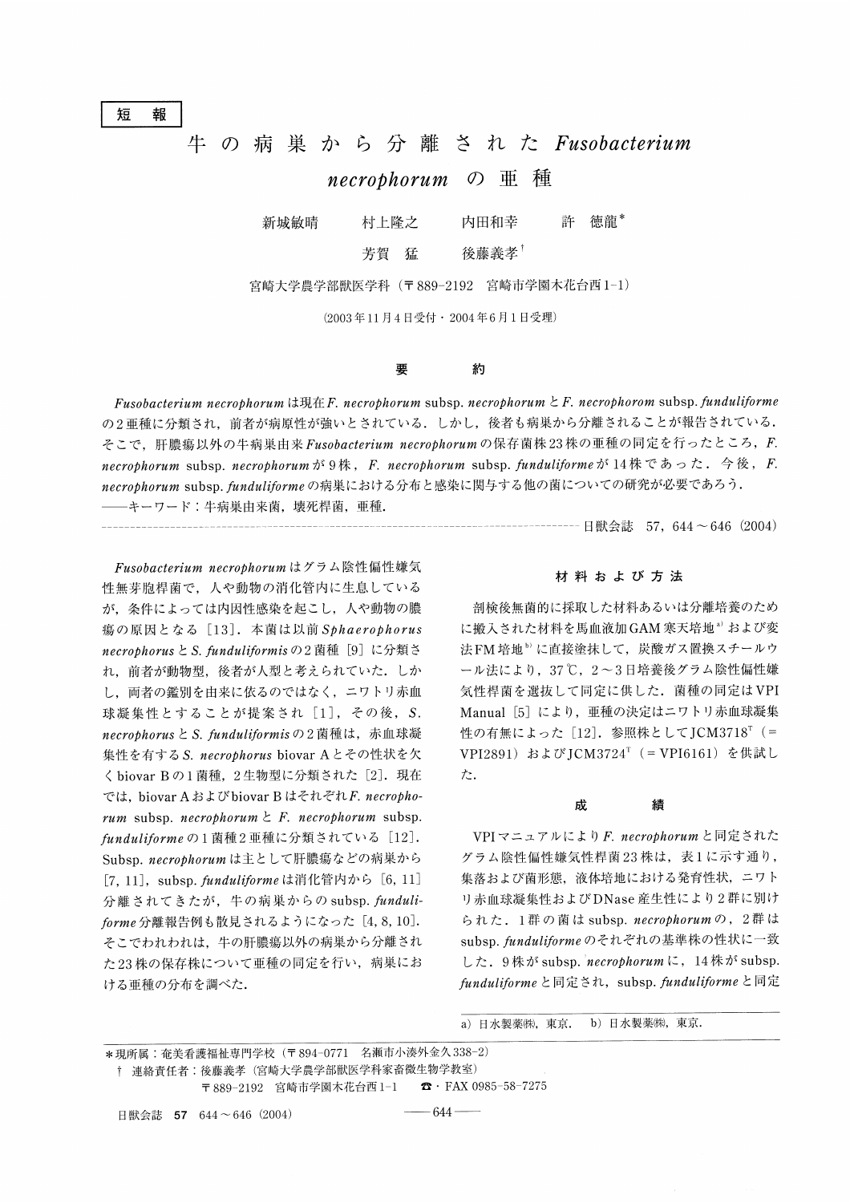短 報

# 牛の病巣から分離された *Fusobacterium necrophorum* の亜種

新城敏晴　村上隆之　内田和幸　許　徳龍*
芳賀　猛　後藤義孝†

宮崎大学農学部獣医学科（〒889-2192　宮崎市学園木花台西1-1）

(2003年11月4日受付・2004年6月1日受理)

## 要　約

*Fusobacterium necrophorum* は現在 *F. necrophorum* subsp. *necrophorum* と *F. necrophorom* subsp. *funduliforme* の2亜種に分類され，前者が病原性が強いとされている．しかし，後者も病巣から分離されることが報告されている．そこで，肝膿瘍以外の牛病巣由来 *Fusobacterium necrophorum* の保存菌株23株の亜種の同定を行ったところ，*F. necrophorum* subsp. *necrophorum* が9株，*F. necrophorum* subsp. *funduliforme* が14株であった．今後，*F. necrophorum* subsp. *funduliforme* の病巣における分布と感染に関与する他の菌についての研究が必要であろう．

――キーワード：牛病巣由来菌，壊死桿菌，亜種．

---

*Fusobacterium necrophorum* はグラム陰性偏性嫌気性無芽胞桿菌で，人や動物の消化管内に生息しているが，条件によっては内因性感染を起こし，人や動物の膿瘍の原因となる［13］．本菌は以前 *Sphaerophorus necrophorus* と *S. funduliformis* の2菌種［9］に分類され，前者が動物型，後者が人型と考えられていた．しかし，両者の鑑別を由来に依るのではなく，ニワトリ赤血球凝集性とすることが提案され［1］，その後，*S. necrophorus* と *S. funduliformis* の2菌種は，赤血球凝集性を有する *S. necrophorus* biovar A とその性状を欠く biovar B の1菌種，2生物型に分類された［2］．現在では，biovar A および biovar B はそれぞれ *F. necrophorum* subsp. *necrophorum* と *F. necrophorum* subsp. *funduliforme* の1菌種2亜種に分類されている［12］．Subsp. *necrophorum* は主として肝膿瘍などの病巣から［7, 11］，subsp. *funduliforme* は消化管内から［6, 11］分離されてきたが，牛の病巣からの subsp. *funduliforme* 分離報告例も散見されるようになった［4, 8, 10］．そこでわれわれは，牛の肝膿瘍以外の病巣から分離された23株の保存株について亜種の同定を行い，病巣における亜種の分布を調べた．

## 材料および方法

剖検後無菌的に採取した材料あるいは分離培養のために搬入された材料を馬血液加GAM寒天培地[a)]および変法FM培地[b)]に直接塗抹して，炭酸ガス置換スチールウール法により，37℃，2～3日培養後グラム陰性偏性嫌気性桿菌を選抜して同定に供した．菌種の同定はVPI Manual［5］により，亜種の決定はニワトリ赤血球凝集性の有無によった［12］．参照株としてJCM3718[T]（=VPI2891）およびJCM3724[T]（=VPI6161）を供試した．

## 成　績

VPIマニュアルにより *F. necrophorum* と同定されたグラム陰性偏性嫌気性桿菌23株は，表1に示す通り，集落および菌形態，液体培地における発育性状，ニワトリ赤血球凝集性およびDNase産生性により2群に別けられた．1群の菌は subsp. *necrophorum* の，2群は subsp. *funduliforme* のそれぞれの基準株の性状に一致した．9株が subsp. *necrophorum* に，14株が subsp. *funduliforme* と同定され，subsp. *funduliforme* と同定

---

a) 日水製薬㈱，東京．　b) 日水製薬㈱，東京．

---

*現所属：奄美看護福祉専門学校（〒894-0771　名瀬市小湊外金久338-2）
† 連絡責任者：後藤義孝（宮崎大学農学部獣医学科家畜微生物学教室）
〒889-2192　宮崎市学園木花台西1-1　☎・FAX 0985-58-7275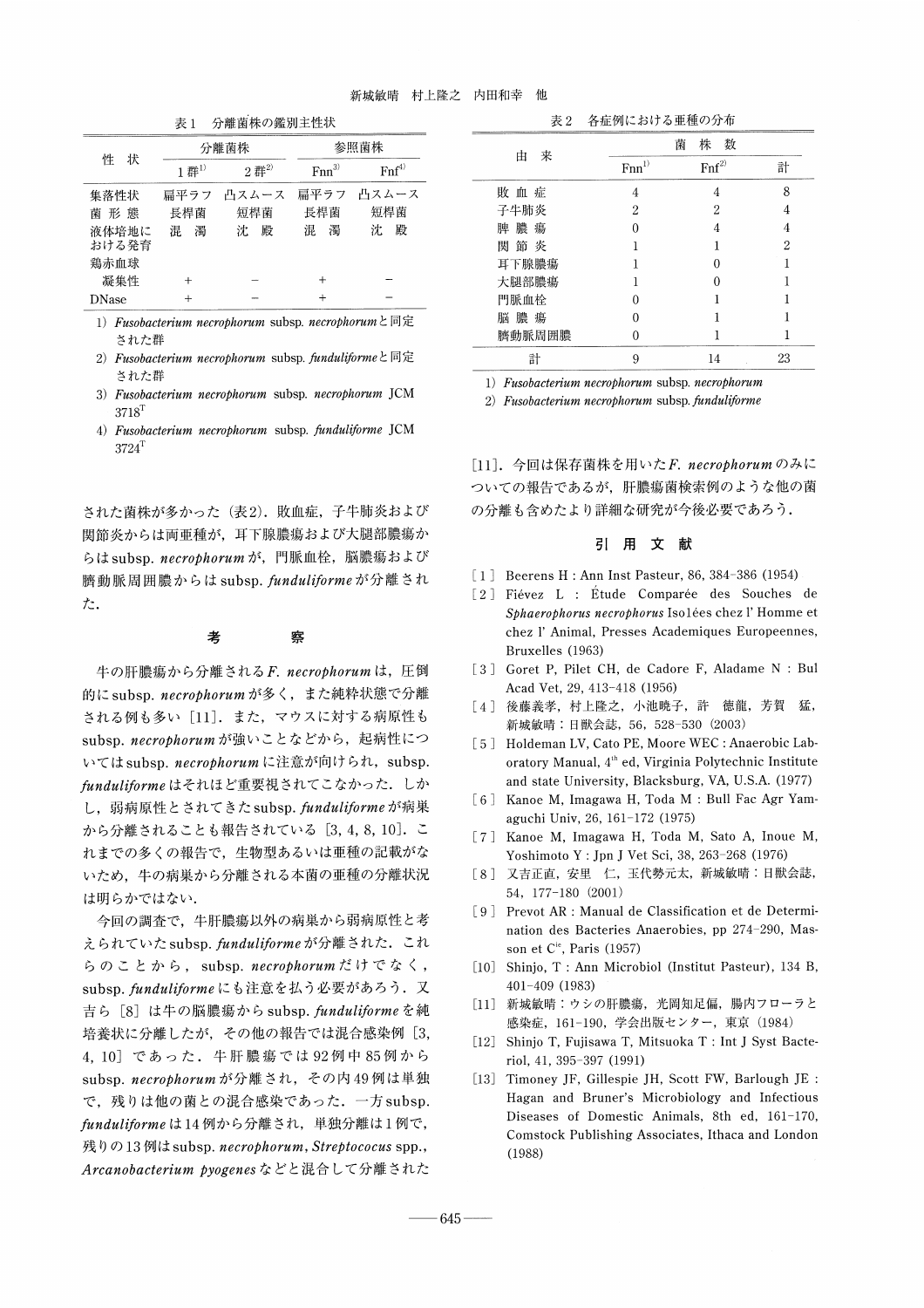表1　分離菌株の鑑別主性状

| 性　状 | 分離菌株 | | 参照菌株 | |
|---|---|---|---|---|
| | 1群[1] | 2群[2] | Fnn[3] | Fnf[4] |
| 集落性状 | 扁平ラフ | 凸スムース | 扁平ラフ | 凸スムース |
| 菌形態 | 長桿菌 | 短桿菌 | 長桿菌 | 短桿菌 |
| 液体培地における発育 | 混　濁 | 沈　殿 | 混　濁 | 沈　殿 |
| 鶏赤血球凝集性 | + | − | + | − |
| DNase | + | − | + | − |

1) *Fusobacterium necrophorum* subsp. *necrophorum*と同定された群
2) *Fusobacterium necrophorum* subsp. *funduliforme*と同定された群
3) *Fusobacterium necrophorum* subsp. *necrophorum* JCM 3718[T]
4) *Fusobacterium necrophorum* subsp. *funduliforme* JCM 3724[T]

表2　各症例における亜種の分布

| 由　来 | 菌　株　数 | | |
|---|---|---|---|
| | Fnn[1] | Fnf[2] | 計 |
| 敗血症 | 4 | 4 | 8 |
| 子牛肺炎 | 2 | 2 | 4 |
| 脾膿瘍 | 0 | 4 | 4 |
| 関節炎 | 1 | 1 | 2 |
| 耳下腺膿瘍 | 1 | 0 | 1 |
| 大腿部膿瘍 | 1 | 0 | 1 |
| 門脈血栓 | 0 | 1 | 1 |
| 脳膿瘍 | 0 | 1 | 1 |
| 臍動脈周囲膿 | 0 | 1 | 1 |
| 計 | 9 | 14 | 23 |

1) *Fusobacterium necrophorum* subsp. *necrophorum*
2) *Fusobacterium necrophorum* subsp. *funduliforme*

された菌株が多かった（表2）．敗血症，子牛肺炎および関節炎からは両亜種が，耳下腺膿瘍および大腿部膿瘍からはsubsp. *necrophorum*が，門脈血栓，脳膿瘍および臍動脈周囲膿からはsubsp. *funduliforme*が分離された．

## 考　　察

牛の肝膿瘍から分離される*F. necrophorum*は，圧倒的にsubsp. *necrophorum*が多く，また純粋状態で分離される例も多い［11］．また，マウスに対する病原性もsubsp. *necrophorum*が強いことなどから，起病性についてはsubsp. *necrophorum*に注意が向けられ，subsp. *funduliforme*はそれほど重要視されてこなかった．しかし，弱病原性とされてきたsubsp. *funduliforme*が病巣から分離されることも報告されている［3, 4, 8, 10］．これまでの多くの報告で，生物型あるいは亜種の記載がないため，牛の病巣から分離される本菌の亜種の分離状況は明らかではない．

今回の調査で，牛肝膿瘍以外の病巣から弱病原性と考えられていたsubsp. *funduliforme*が分離された．これらのことから，subsp. *necrophorum*だけでなく，subsp. *funduliforme*にも注意を払う必要があろう．又吉ら［8］は牛の脳膿瘍からsubsp. *funduliforme*を純培養状に分離したが，その他の報告では混合感染例［3, 4, 10］であった．牛肝膿瘍では92例中85例からsubsp. *necrophorum*が分離され，その内49例は単独で，残りは他の菌との混合感染であった．一方subsp. *funduliforme*は14例から分離され，単独分離は1例で，残りの13例はsubsp. *necrophorum*, *Streptococus* spp., *Arcanobacterium pyogenes*などと混合して分離された［11］．今回は保存菌株を用いた*F. necrophorum*のみについての報告であるが，肝膿瘍菌検索例のような他の菌の分離も含めたより詳細な研究が今後必要であろう．

## 引　用　文　献

［1］Beerens H : Ann Inst Pasteur, 86, 384-386 (1954)
［2］Fiévez L : Étude Comparée des Souches de *Sphaerophorus necrophorus* Isolées chez l' Homme et chez l' Animal, Presses Academiques Europeennes, Bruxelles (1963)
［3］Goret P, Pilet CH, de Cadore F, Aladame N : Bul Acad Vet, 29, 413-418 (1956)
［4］後藤義孝，村上隆之，小池暁子，許　徳龍，芳賀　猛，新城敏晴：日獣会誌，56，528-530（2003）
［5］Holdeman LV, Cato PE, Moore WEC : Anaerobic Laboratory Manual, 4th ed, Virginia Polytechnic Institute and state University, Blacksburg, VA, U.S.A. (1977)
［6］Kanoe M, Imagawa H, Toda M : Bull Fac Agr Yamaguchi Univ, 26, 161-172 (1975)
［7］Kanoe M, Imagawa H, Toda M, Sato A, Inoue M, Yoshimoto Y : Jpn J Vet Sci, 38, 263-268 (1976)
［8］又吉正直，安里　仁，玉代勢元太，新城敏晴：日獣会誌，54，177-180（2001）
［9］Prevot AR : Manual de Classification et de Determination des Bacteries Anaerobies, pp 274-290, Masson et Cie, Paris (1957)
［10］Shinjo, T : Ann Microbiol (Institut Pasteur), 134 B, 401-409 (1983)
［11］新城敏晴：ウシの肝膿瘍，光岡知足偏，腸内フローラと感染症，161-190，学会出版センター，東京（1984）
［12］Shinjo T, Fujisawa T, Mitsuoka T : Int J Syst Bacteriol, 41, 395-397 (1991)
［13］Timoney JF, Gillespie JH, Scott FW, Barlough JE : Hagan and Bruner's Microbiology and Infectious Diseases of Domestic Animals, 8th ed, 161-170, Comstock Publishing Associates, Ithaca and London (1988)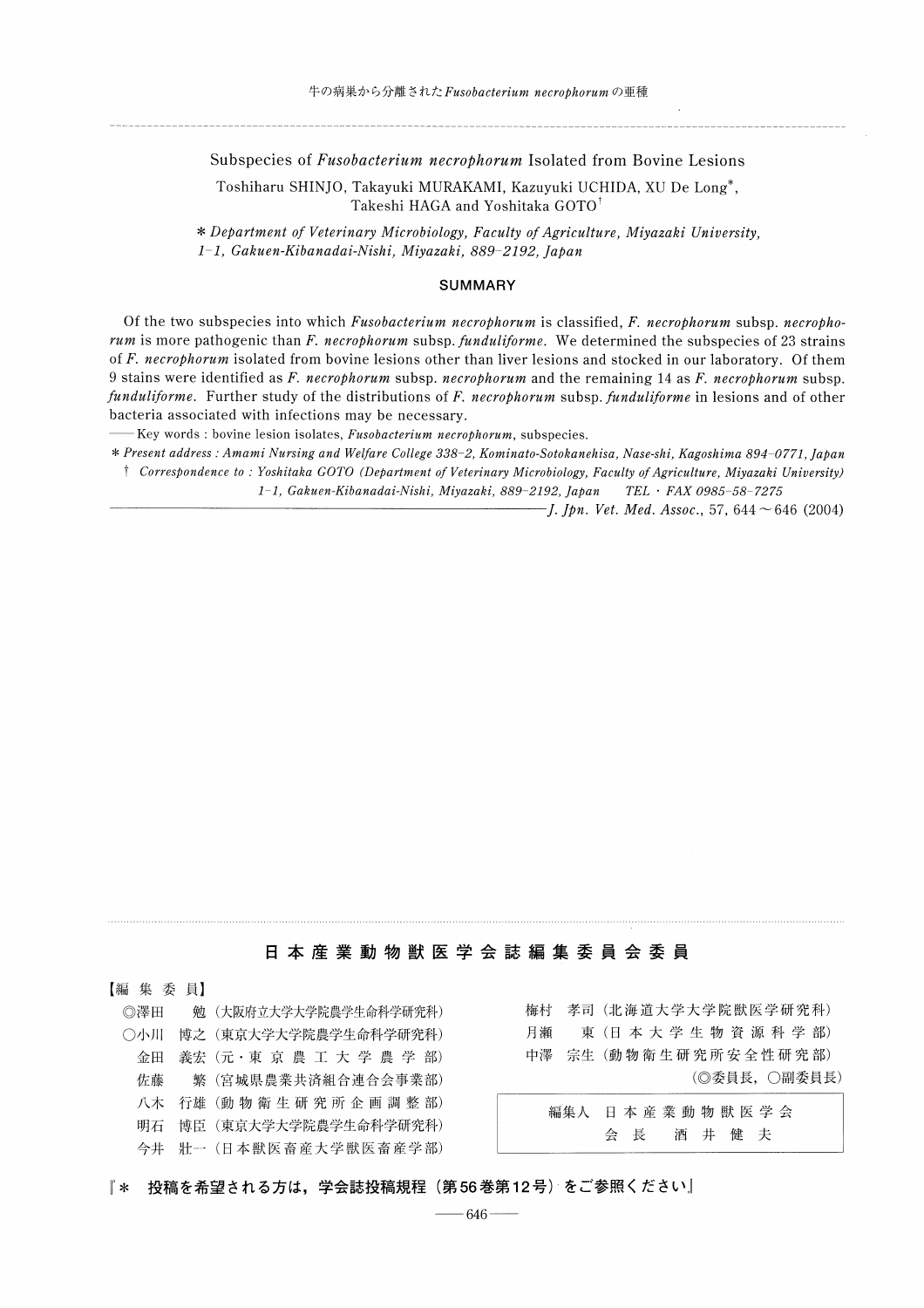## Subspecies of *Fusobacterium necrophorum* Isolated from Bovine Lesions

Toshiharu SHINJO, Takayuki MURAKAMI, Kazuyuki UCHIDA, XU De Long*, Takeshi HAGA and Yoshitaka GOTO†

\* *Department of Veterinary Microbiology, Faculty of Agriculture, Miyazaki University, 1-1, Gakuen-Kibanadai-Nishi, Miyazaki, 889-2192, Japan*

### SUMMARY

Of the two subspecies into which *Fusobacterium necrophorum* is classified, *F. necrophorum* subsp. *necrophorum* is more pathogenic than *F. necrophorum* subsp. *funduliforme*. We determined the subspecies of 23 strains of *F. necrophorum* isolated from bovine lesions other than liver lesions and stocked in our laboratory. Of them 9 stains were identified as *F. necrophorum* subsp. *necrophorum* and the remaining 14 as *F. necrophorum* subsp. *funduliforme*. Further study of the distributions of *F. necrophorum* subsp. *funduliforme* in lesions and of other bacteria associated with infections may be necessary.

── Key words : bovine lesion isolates, *Fusobacterium necrophorum*, subspecies.

\* *Present address : Amami Nursing and Welfare College 338-2, Kominato-Sotokanehisa, Nase-shi, Kagoshima 894-0771, Japan*

† *Correspondence to : Yoshitaka GOTO (Department of Veterinary Microbiology, Faculty of Agriculture, Miyazaki University) 1-1, Gakuen-Kibanadai-Nishi, Miyazaki, 889-2192, Japan　TEL・FAX 0985-58-7275*

―― *J. Jpn. Vet. Med. Assoc.*, 57, 644～646 (2004)

---

## 日本産業動物獣医学会誌編集委員会委員

【編 集 委 員】

◎澤田　勉（大阪府立大学大学院農学生命科学研究科）
○小川　博之（東京大学大学院農学生命科学研究科）
金田　義宏（元・東京農工大学農学部）
佐藤　繁（宮城県農業共済組合連合会事業部）
八木　行雄（動物衛生研究所企画調整部）
明石　博臣（東京大学大学院農学生命科学研究科）
今井　壯一（日本獣医畜産大学獣医畜産学部）
梅村　孝司（北海道大学大学院獣医学研究科）
月瀬　東（日本大学生物資源科学部）
中澤　宗生（動物衛生研究所安全性研究部）

（◎委員長，○副委員長）

編集人　日本産業動物獣医学会
会長　酒井健夫

『＊　投稿を希望される方は，学会誌投稿規程（第56巻第12号）をご参照ください』